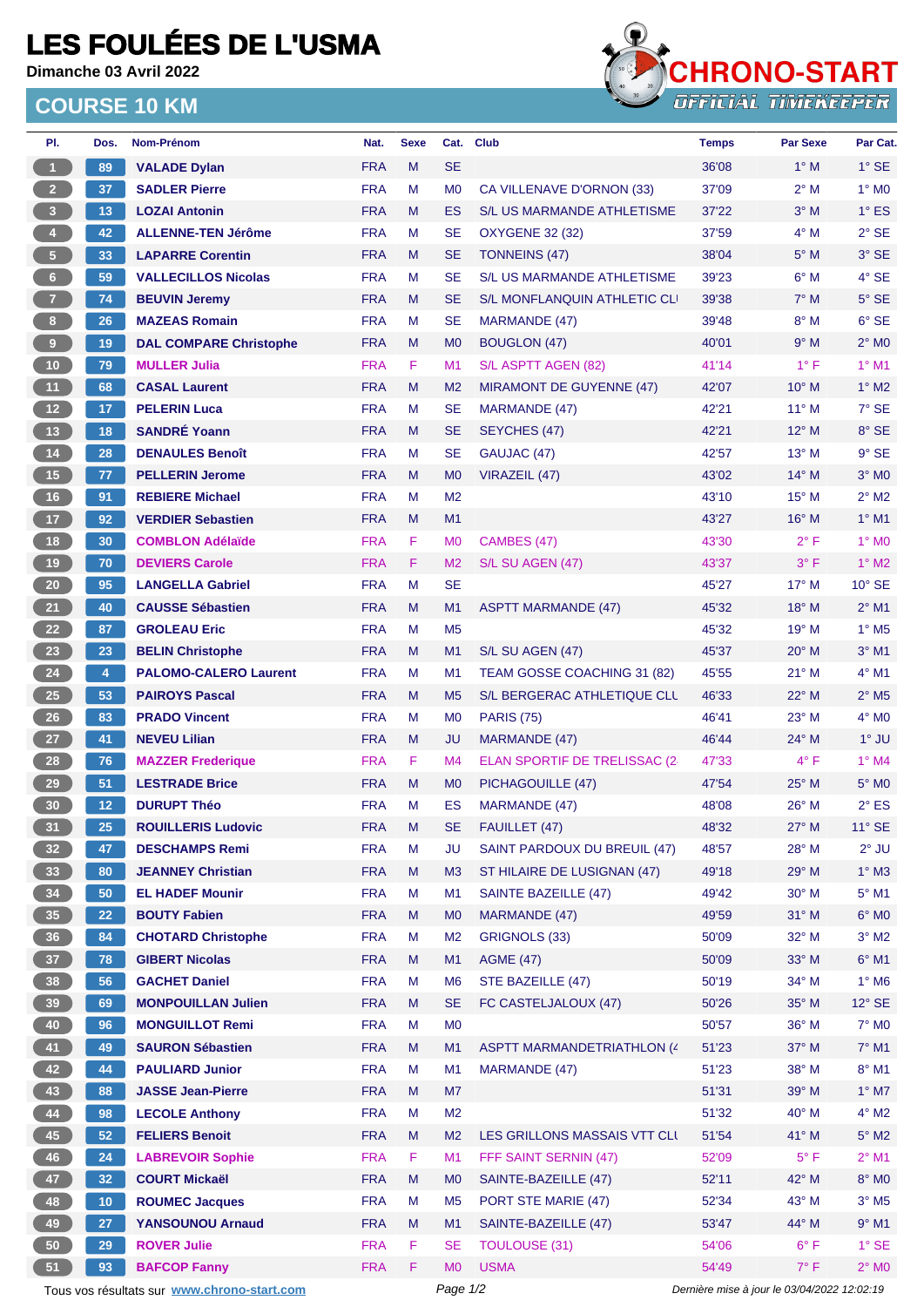# LES FOULÉES DE L'USMA

Dimanche 03 Avril 2022

## COURSE 10 KM

CHRONO-START OFFICIAL TIMEKEEPER

| Pl. | Dos. | Nom-Prénom | Nat. | Sexe | Cat. | Club | Temps | Par Sexe | Par Cat. |
|---|---|---|---|---|---|---|---|---|---|
| 1 | 89 | VALADE Dylan | FRA | M | SE | | 36'08 | 1° M | 1° SE |
| 2 | 37 | SADLER Pierre | FRA | M | M0 | CA VILLENAVE D'ORNON (33) | 37'09 | 2° M | 1° M0 |
| 3 | 13 | LOZAI Antonin | FRA | M | ES | S/L US MARMANDE ATHLETISME | 37'22 | 3° M | 1° ES |
| 4 | 42 | ALLENNE-TEN Jérôme | FRA | M | SE | OXYGENE 32 (32) | 37'59 | 4° M | 2° SE |
| 5 | 33 | LAPARRE Corentin | FRA | M | SE | TONNEINS (47) | 38'04 | 5° M | 3° SE |
| 6 | 59 | VALLECILLOS Nicolas | FRA | M | SE | S/L US MARMANDE ATHLETISME | 39'23 | 6° M | 4° SE |
| 7 | 74 | BEUVIN Jeremy | FRA | M | SE | S/L MONFLANQUIN ATHLETIC CLI | 39'38 | 7° M | 5° SE |
| 8 | 26 | MAZEAS Romain | FRA | M | SE | MARMANDE (47) | 39'48 | 8° M | 6° SE |
| 9 | 19 | DAL COMPARE Christophe | FRA | M | M0 | BOUGLON (47) | 40'01 | 9° M | 2° M0 |
| 10 | 79 | MULLER Julia | FRA | F | M1 | S/L ASPTT AGEN (82) | 41'14 | 1° F | 1° M1 |
| 11 | 68 | CASAL Laurent | FRA | M | M2 | MIRAMONT DE GUYENNE (47) | 42'07 | 10° M | 1° M2 |
| 12 | 17 | PELERIN Luca | FRA | M | SE | MARMANDE (47) | 42'21 | 11° M | 7° SE |
| 13 | 18 | SANDRÉ Yoann | FRA | M | SE | SEYCHES (47) | 42'21 | 12° M | 8° SE |
| 14 | 28 | DENAULES Benoît | FRA | M | SE | GAUJAC (47) | 42'57 | 13° M | 9° SE |
| 15 | 77 | PELLERIN Jerome | FRA | M | M0 | VIRAZEIL (47) | 43'02 | 14° M | 3° M0 |
| 16 | 91 | REBIERE Michael | FRA | M | M2 | | 43'10 | 15° M | 2° M2 |
| 17 | 92 | VERDIER Sebastien | FRA | M | M1 | | 43'27 | 16° M | 1° M1 |
| 18 | 30 | COMBLON Adélaïde | FRA | F | M0 | CAMBES (47) | 43'30 | 2° F | 1° M0 |
| 19 | 70 | DEVIERS Carole | FRA | F | M2 | S/L SU AGEN (47) | 43'37 | 3° F | 1° M2 |
| 20 | 95 | LANGELLA Gabriel | FRA | M | SE | | 45'27 | 17° M | 10° SE |
| 21 | 40 | CAUSSE Sébastien | FRA | M | M1 | ASPTT MARMANDE (47) | 45'32 | 18° M | 2° M1 |
| 22 | 87 | GROLEAU Eric | FRA | M | M5 | | 45'32 | 19° M | 1° M5 |
| 23 | 23 | BELIN Christophe | FRA | M | M1 | S/L SU AGEN (47) | 45'37 | 20° M | 3° M1 |
| 24 | 4 | PALOMO-CALERO Laurent | FRA | M | M1 | TEAM GOSSE COACHING 31 (82) | 45'55 | 21° M | 4° M1 |
| 25 | 53 | PAIROYS Pascal | FRA | M | M5 | S/L BERGERAC ATHLETIQUE CLU | 46'33 | 22° M | 2° M5 |
| 26 | 83 | PRADO Vincent | FRA | M | M0 | PARIS (75) | 46'41 | 23° M | 4° M0 |
| 27 | 41 | NEVEU Lilian | FRA | M | JU | MARMANDE (47) | 46'44 | 24° M | 1° JU |
| 28 | 76 | MAZZER Frederique | FRA | F | M4 | ELAN SPORTIF DE TRELISSAC (2 | 47'33 | 4° F | 1° M4 |
| 29 | 51 | LESTRADE Brice | FRA | M | M0 | PICHAGOUILLE (47) | 47'54 | 25° M | 5° M0 |
| 30 | 12 | DURUPT Théo | FRA | M | ES | MARMANDE (47) | 48'08 | 26° M | 2° ES |
| 31 | 25 | ROUILLERIS Ludovic | FRA | M | SE | FAUILLET (47) | 48'32 | 27° M | 11° SE |
| 32 | 47 | DESCHAMPS Remi | FRA | M | JU | SAINT PARDOUX DU BREUIL (47) | 48'57 | 28° M | 2° JU |
| 33 | 80 | JEANNEY Christian | FRA | M | M3 | ST HILAIRE DE LUSIGNAN (47) | 49'18 | 29° M | 1° M3 |
| 34 | 50 | EL HADEF Mounir | FRA | M | M1 | SAINTE BAZEILLE (47) | 49'42 | 30° M | 5° M1 |
| 35 | 22 | BOUTY Fabien | FRA | M | M0 | MARMANDE (47) | 49'59 | 31° M | 6° M0 |
| 36 | 84 | CHOTARD Christophe | FRA | M | M2 | GRIGNOLS (33) | 50'09 | 32° M | 3° M2 |
| 37 | 78 | GIBERT Nicolas | FRA | M | M1 | AGME (47) | 50'09 | 33° M | 6° M1 |
| 38 | 56 | GACHET Daniel | FRA | M | M6 | STE BAZEILLE (47) | 50'19 | 34° M | 1° M6 |
| 39 | 69 | MONPOUILLAN Julien | FRA | M | SE | FC CASTELJALOUX (47) | 50'26 | 35° M | 12° SE |
| 40 | 96 | MONGUILLOT Remi | FRA | M | M0 | | 50'57 | 36° M | 7° M0 |
| 41 | 49 | SAURON Sébastien | FRA | M | M1 | ASPTT MARMANDETRIATHLON (4 | 51'23 | 37° M | 7° M1 |
| 42 | 44 | PAULIARD Junior | FRA | M | M1 | MARMANDE (47) | 51'23 | 38° M | 8° M1 |
| 43 | 88 | JASSE Jean-Pierre | FRA | M | M7 | | 51'31 | 39° M | 1° M7 |
| 44 | 98 | LECOLE Anthony | FRA | M | M2 | | 51'32 | 40° M | 4° M2 |
| 45 | 52 | FELIERS Benoit | FRA | M | M2 | LES GRILLONS MASSAIS VTT CLU | 51'54 | 41° M | 5° M2 |
| 46 | 24 | LABREVOIR Sophie | FRA | F | M1 | FFF SAINT SERNIN (47) | 52'09 | 5° F | 2° M1 |
| 47 | 32 | COURT Mickaël | FRA | M | M0 | SAINTE-BAZEILLE (47) | 52'11 | 42° M | 8° M0 |
| 48 | 10 | ROUMEC Jacques | FRA | M | M5 | PORT STE MARIE (47) | 52'34 | 43° M | 3° M5 |
| 49 | 27 | YANSOUNOU Arnaud | FRA | M | M1 | SAINTE-BAZEILLE (47) | 53'47 | 44° M | 9° M1 |
| 50 | 29 | ROVER Julie | FRA | F | SE | TOULOUSE (31) | 54'06 | 6° F | 1° SE |
| 51 | 93 | BAFCOP Fanny | FRA | F | M0 | USMA | 54'49 | 7° F | 2° M0 |

Tous vos résultats sur www.chrono-start.com — Dernière mise à jour le 03/04/2022 12:02:19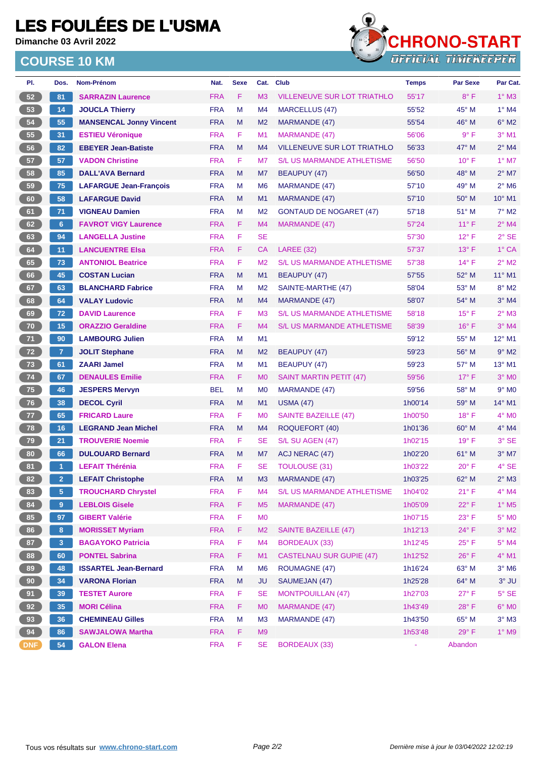# LES FOULÉES DE L'USMA

**Dimanche 03 Avril 2022**

## COURSE 10 KM

CHRONO-START
OFFICIAL TIMEKEEPER

| Pl. | Dos. | Nom-Prénom | Nat. | Sexe | Cat. | Club | Temps | Par Sexe | Par Cat. |
|---|---|---|---|---|---|---|---|---|---|
| 52 | 81 | SARRAZIN Laurence | FRA | F | M3 | VILLENEUVE SUR LOT TRIATHLO | 55'17 | 8° F | 1° M3 |
| 53 | 14 | JOUCLA Thierry | FRA | M | M4 | MARCELLUS (47) | 55'52 | 45° M | 1° M4 |
| 54 | 55 | MANSENCAL Jonny Vincent | FRA | M | M2 | MARMANDE (47) | 55'54 | 46° M | 6° M2 |
| 55 | 31 | ESTIEU Véronique | FRA | F | M1 | MARMANDE (47) | 56'06 | 9° F | 3° M1 |
| 56 | 82 | EBEYER Jean-Batiste | FRA | M | M4 | VILLENEUVE SUR LOT TRIATHLO | 56'33 | 47° M | 2° M4 |
| 57 | 57 | VADON Christine | FRA | F | M7 | S/L US MARMANDE ATHLETISME | 56'50 | 10° F | 1° M7 |
| 58 | 85 | DALL'AVA Bernard | FRA | M | M7 | BEAUPUY (47) | 56'50 | 48° M | 2° M7 |
| 59 | 75 | LAFARGUE Jean-François | FRA | M | M6 | MARMANDE (47) | 57'10 | 49° M | 2° M6 |
| 60 | 58 | LAFARGUE David | FRA | M | M1 | MARMANDE (47) | 57'10 | 50° M | 10° M1 |
| 61 | 71 | VIGNEAU Damien | FRA | M | M2 | GONTAUD DE NOGARET (47) | 57'18 | 51° M | 7° M2 |
| 62 | 6 | FAVROT VIGY Laurence | FRA | F | M4 | MARMANDE (47) | 57'24 | 11° F | 2° M4 |
| 63 | 94 | LANGELLA Justine | FRA | F | SE | | 57'30 | 12° F | 2° SE |
| 64 | 11 | LANCUENTRE Elsa | FRA | F | CA | LAREE (32) | 57'37 | 13° F | 1° CA |
| 65 | 73 | ANTONIOL Beatrice | FRA | F | M2 | S/L US MARMANDE ATHLETISME | 57'38 | 14° F | 2° M2 |
| 66 | 45 | COSTAN Lucian | FRA | M | M1 | BEAUPUY (47) | 57'55 | 52° M | 11° M1 |
| 67 | 63 | BLANCHARD Fabrice | FRA | M | M2 | SAINTE-MARTHE (47) | 58'04 | 53° M | 8° M2 |
| 68 | 64 | VALAY Ludovic | FRA | M | M4 | MARMANDE (47) | 58'07 | 54° M | 3° M4 |
| 69 | 72 | DAVID Laurence | FRA | F | M3 | S/L US MARMANDE ATHLETISME | 58'18 | 15° F | 2° M3 |
| 70 | 15 | ORAZZIO Geraldine | FRA | F | M4 | S/L US MARMANDE ATHLETISME | 58'39 | 16° F | 3° M4 |
| 71 | 90 | LAMBOURG Julien | FRA | M | M1 | | 59'12 | 55° M | 12° M1 |
| 72 | 7 | JOLIT Stephane | FRA | M | M2 | BEAUPUY (47) | 59'23 | 56° M | 9° M2 |
| 73 | 61 | ZAARI Jamel | FRA | M | M1 | BEAUPUY (47) | 59'23 | 57° M | 13° M1 |
| 74 | 67 | DENAULES Emilie | FRA | F | M0 | SAINT MARTIN PETIT (47) | 59'56 | 17° F | 3° M0 |
| 75 | 46 | JESPERS Mervyn | BEL | M | M0 | MARMANDE (47) | 59'56 | 58° M | 9° M0 |
| 76 | 38 | DECOL Cyril | FRA | M | M1 | USMA (47) | 1h00'14 | 59° M | 14° M1 |
| 77 | 65 | FRICARD Laure | FRA | F | M0 | SAINTE BAZEILLE (47) | 1h00'50 | 18° F | 4° M0 |
| 78 | 16 | LEGRAND Jean Michel | FRA | M | M4 | ROQUEFORT (40) | 1h01'36 | 60° M | 4° M4 |
| 79 | 21 | TROUVERIE Noemie | FRA | F | SE | S/L SU AGEN (47) | 1h02'15 | 19° F | 3° SE |
| 80 | 66 | DULOUARD Bernard | FRA | M | M7 | ACJ NERAC (47) | 1h02'20 | 61° M | 3° M7 |
| 81 | 1 | LEFAIT Thérénia | FRA | F | SE | TOULOUSE (31) | 1h03'22 | 20° F | 4° SE |
| 82 | 2 | LEFAIT Christophe | FRA | M | M3 | MARMANDE (47) | 1h03'25 | 62° M | 2° M3 |
| 83 | 5 | TROUCHARD Chrystel | FRA | F | M4 | S/L US MARMANDE ATHLETISME | 1h04'02 | 21° F | 4° M4 |
| 84 | 9 | LEBLOIS Gisele | FRA | F | M5 | MARMANDE (47) | 1h05'09 | 22° F | 1° M5 |
| 85 | 97 | GIBERT Valérie | FRA | F | M0 | | 1h07'15 | 23° F | 5° M0 |
| 86 | 8 | MORISSET Myriam | FRA | F | M2 | SAINTE BAZEILLE (47) | 1h12'13 | 24° F | 3° M2 |
| 87 | 3 | BAGAYOKO Patricia | FRA | F | M4 | BORDEAUX (33) | 1h12'45 | 25° F | 5° M4 |
| 88 | 60 | PONTEL Sabrina | FRA | F | M1 | CASTELNAU SUR GUPIE (47) | 1h12'52 | 26° F | 4° M1 |
| 89 | 48 | ISSARTEL Jean-Bernard | FRA | M | M6 | ROUMAGNE (47) | 1h16'24 | 63° M | 3° M6 |
| 90 | 34 | VARONA Florian | FRA | M | JU | SAUMEJAN (47) | 1h25'28 | 64° M | 3° JU |
| 91 | 39 | TESTET Aurore | FRA | F | SE | MONTPOUILLAN (47) | 1h27'03 | 27° F | 5° SE |
| 92 | 35 | MORI Célina | FRA | F | M0 | MARMANDE (47) | 1h43'49 | 28° F | 6° M0 |
| 93 | 36 | CHEMINEAU Gilles | FRA | M | M3 | MARMANDE (47) | 1h43'50 | 65° M | 3° M3 |
| 94 | 86 | SAWJALOWA Martha | FRA | F | M9 | | 1h53'48 | 29° F | 1° M9 |
| DNF | 54 | GALON Elena | FRA | F | SE | BORDEAUX (33) | - | Abandon | |

Tous vos résultats sur www.chrono-start.com

*Dernière mise à jour le 03/04/2022 12:02:19*